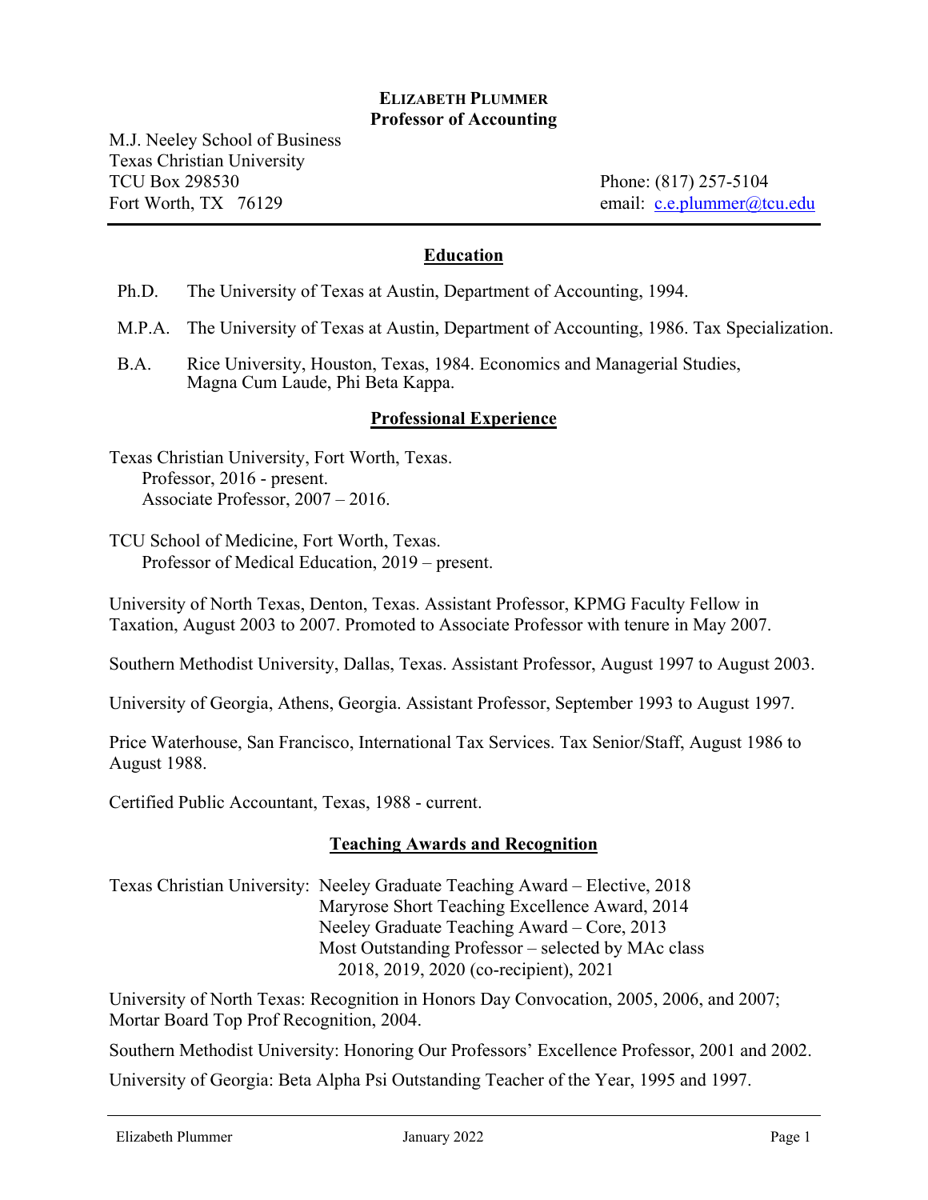# ELIZABETH PLUMMER
**Professor of Accounting**

M.J. Neeley School of Business
Texas Christian University
TCU Box 298530
Fort Worth, TX 76129

Phone: (817) 257-5104
email: c.e.plummer@tcu.edu

## Education

Ph.D. The University of Texas at Austin, Department of Accounting, 1994.

M.P.A. The University of Texas at Austin, Department of Accounting, 1986. Tax Specialization.

B.A. Rice University, Houston, Texas, 1984. Economics and Managerial Studies, Magna Cum Laude, Phi Beta Kappa.

## Professional Experience

Texas Christian University, Fort Worth, Texas.
Professor, 2016 - present.
Associate Professor, 2007 – 2016.

TCU School of Medicine, Fort Worth, Texas.
Professor of Medical Education, 2019 – present.

University of North Texas, Denton, Texas. Assistant Professor, KPMG Faculty Fellow in Taxation, August 2003 to 2007. Promoted to Associate Professor with tenure in May 2007.

Southern Methodist University, Dallas, Texas. Assistant Professor, August 1997 to August 2003.

University of Georgia, Athens, Georgia. Assistant Professor, September 1993 to August 1997.

Price Waterhouse, San Francisco, International Tax Services. Tax Senior/Staff, August 1986 to August 1988.

Certified Public Accountant, Texas, 1988 - current.

## Teaching Awards and Recognition

Texas Christian University:
- Neeley Graduate Teaching Award – Elective, 2018
- Maryrose Short Teaching Excellence Award, 2014
- Neeley Graduate Teaching Award – Core, 2013
- Most Outstanding Professor – selected by MAc class 2018, 2019, 2020 (co-recipient), 2021

University of North Texas: Recognition in Honors Day Convocation, 2005, 2006, and 2007; Mortar Board Top Prof Recognition, 2004.

Southern Methodist University: Honoring Our Professors' Excellence Professor, 2001 and 2002.

University of Georgia: Beta Alpha Psi Outstanding Teacher of the Year, 1995 and 1997.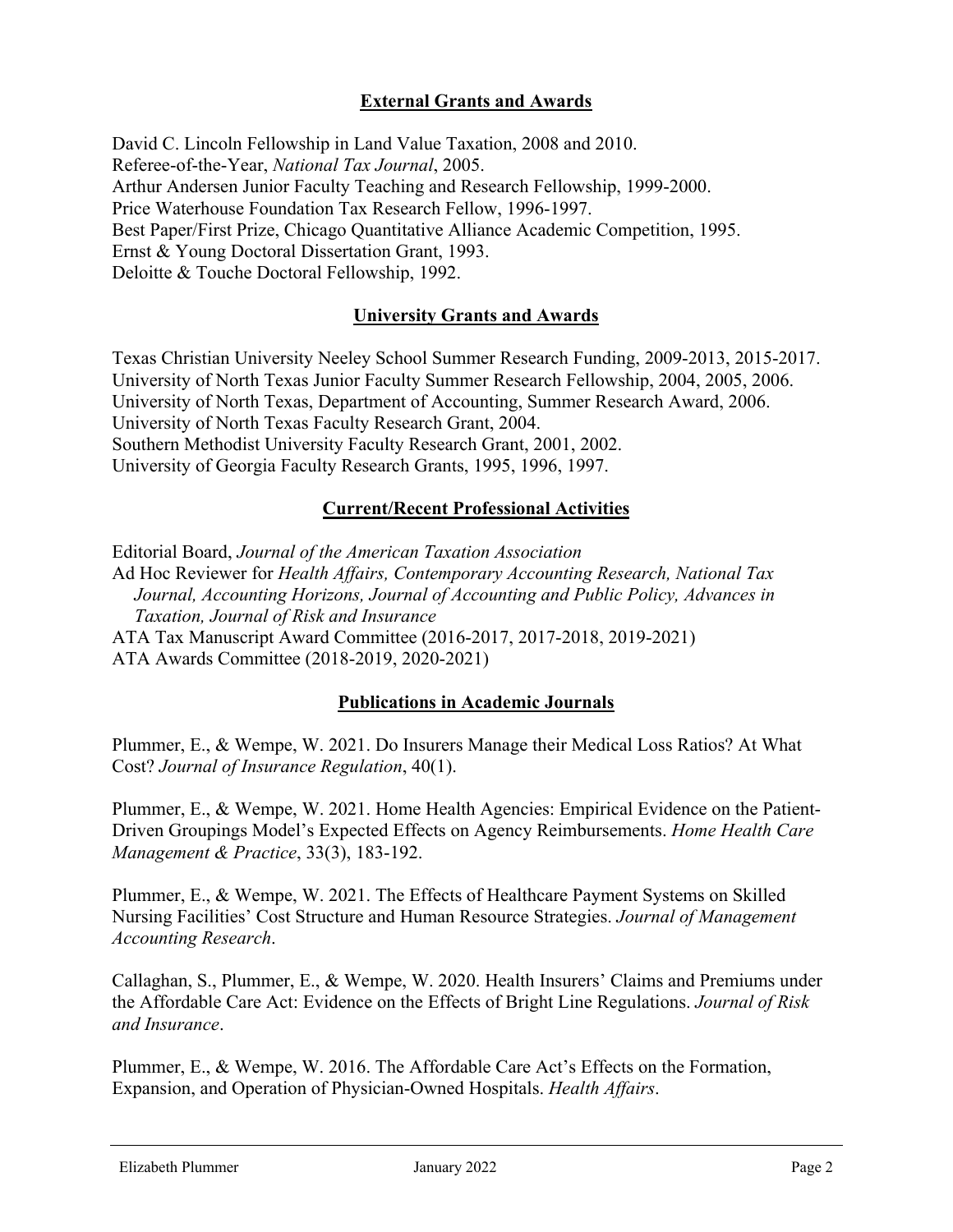## External Grants and Awards

David C. Lincoln Fellowship in Land Value Taxation, 2008 and 2010.
Referee-of-the-Year, *National Tax Journal*, 2005.
Arthur Andersen Junior Faculty Teaching and Research Fellowship, 1999-2000.
Price Waterhouse Foundation Tax Research Fellow, 1996-1997.
Best Paper/First Prize, Chicago Quantitative Alliance Academic Competition, 1995.
Ernst & Young Doctoral Dissertation Grant, 1993.
Deloitte & Touche Doctoral Fellowship, 1992.

## University Grants and Awards

Texas Christian University Neeley School Summer Research Funding, 2009-2013, 2015-2017.
University of North Texas Junior Faculty Summer Research Fellowship, 2004, 2005, 2006.
University of North Texas, Department of Accounting, Summer Research Award, 2006.
University of North Texas Faculty Research Grant, 2004.
Southern Methodist University Faculty Research Grant, 2001, 2002.
University of Georgia Faculty Research Grants, 1995, 1996, 1997.

## Current/Recent Professional Activities

Editorial Board, *Journal of the American Taxation Association*
Ad Hoc Reviewer for *Health Affairs, Contemporary Accounting Research, National Tax Journal, Accounting Horizons, Journal of Accounting and Public Policy, Advances in Taxation, Journal of Risk and Insurance*
ATA Tax Manuscript Award Committee (2016-2017, 2017-2018, 2019-2021)
ATA Awards Committee (2018-2019, 2020-2021)

## Publications in Academic Journals

Plummer, E., & Wempe, W. 2021. Do Insurers Manage their Medical Loss Ratios? At What Cost? *Journal of Insurance Regulation*, 40(1).

Plummer, E., & Wempe, W. 2021. Home Health Agencies: Empirical Evidence on the Patient-Driven Groupings Model's Expected Effects on Agency Reimbursements. *Home Health Care Management & Practice*, 33(3), 183-192.

Plummer, E., & Wempe, W. 2021. The Effects of Healthcare Payment Systems on Skilled Nursing Facilities' Cost Structure and Human Resource Strategies. *Journal of Management Accounting Research*.

Callaghan, S., Plummer, E., & Wempe, W. 2020. Health Insurers' Claims and Premiums under the Affordable Care Act: Evidence on the Effects of Bright Line Regulations. *Journal of Risk and Insurance*.

Plummer, E., & Wempe, W. 2016. The Affordable Care Act's Effects on the Formation, Expansion, and Operation of Physician-Owned Hospitals. *Health Affairs*.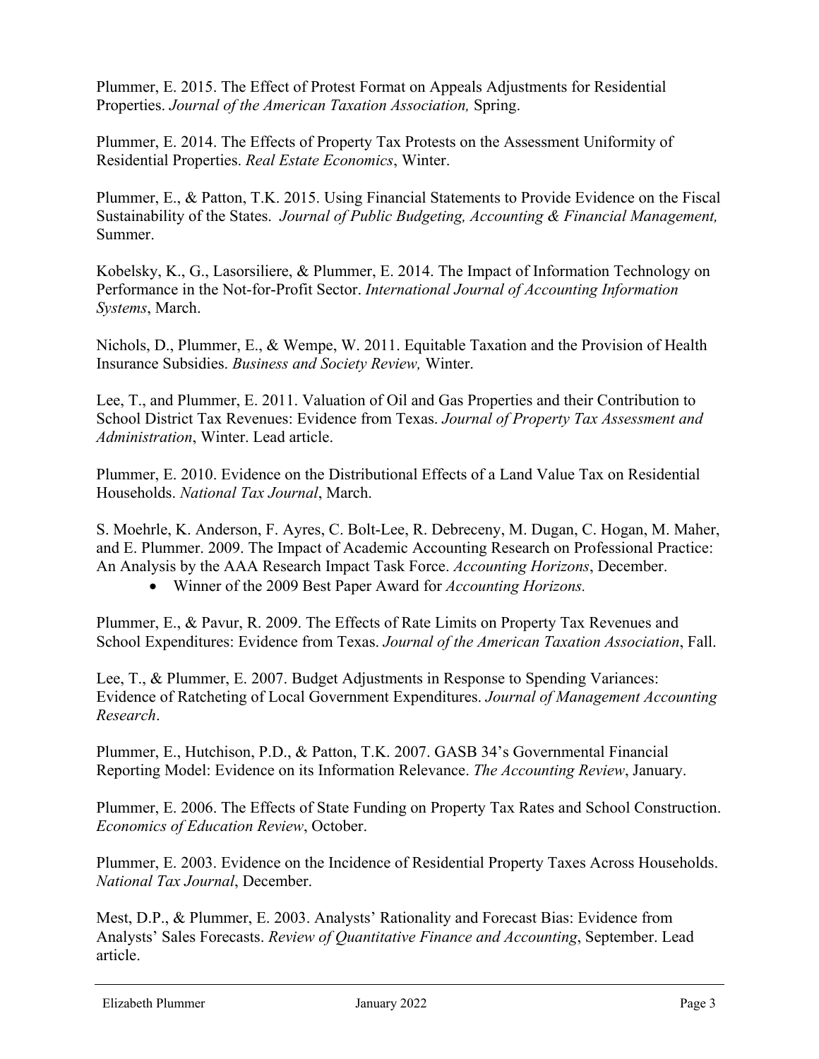Plummer, E. 2015. The Effect of Protest Format on Appeals Adjustments for Residential Properties. *Journal of the American Taxation Association,* Spring.

Plummer, E. 2014. The Effects of Property Tax Protests on the Assessment Uniformity of Residential Properties. *Real Estate Economics*, Winter.

Plummer, E., & Patton, T.K. 2015. Using Financial Statements to Provide Evidence on the Fiscal Sustainability of the States. *Journal of Public Budgeting, Accounting & Financial Management,* Summer.

Kobelsky, K., G., Lasorsiliere, & Plummer, E. 2014. The Impact of Information Technology on Performance in the Not-for-Profit Sector. *International Journal of Accounting Information Systems*, March.

Nichols, D., Plummer, E., & Wempe, W. 2011. Equitable Taxation and the Provision of Health Insurance Subsidies. *Business and Society Review,* Winter.

Lee, T., and Plummer, E. 2011. Valuation of Oil and Gas Properties and their Contribution to School District Tax Revenues: Evidence from Texas. *Journal of Property Tax Assessment and Administration*, Winter. Lead article.

Plummer, E. 2010. Evidence on the Distributional Effects of a Land Value Tax on Residential Households. *National Tax Journal*, March.

S. Moehrle, K. Anderson, F. Ayres, C. Bolt-Lee, R. Debreceny, M. Dugan, C. Hogan, M. Maher, and E. Plummer. 2009. The Impact of Academic Accounting Research on Professional Practice: An Analysis by the AAA Research Impact Task Force. *Accounting Horizons*, December.

- Winner of the 2009 Best Paper Award for *Accounting Horizons.*

Plummer, E., & Pavur, R. 2009. The Effects of Rate Limits on Property Tax Revenues and School Expenditures: Evidence from Texas. *Journal of the American Taxation Association*, Fall.

Lee, T., & Plummer, E. 2007. Budget Adjustments in Response to Spending Variances: Evidence of Ratcheting of Local Government Expenditures. *Journal of Management Accounting Research*.

Plummer, E., Hutchison, P.D., & Patton, T.K. 2007. GASB 34's Governmental Financial Reporting Model: Evidence on its Information Relevance. *The Accounting Review*, January.

Plummer, E. 2006. The Effects of State Funding on Property Tax Rates and School Construction. *Economics of Education Review*, October.

Plummer, E. 2003. Evidence on the Incidence of Residential Property Taxes Across Households. *National Tax Journal*, December.

Mest, D.P., & Plummer, E. 2003. Analysts' Rationality and Forecast Bias: Evidence from Analysts' Sales Forecasts. *Review of Quantitative Finance and Accounting*, September. Lead article.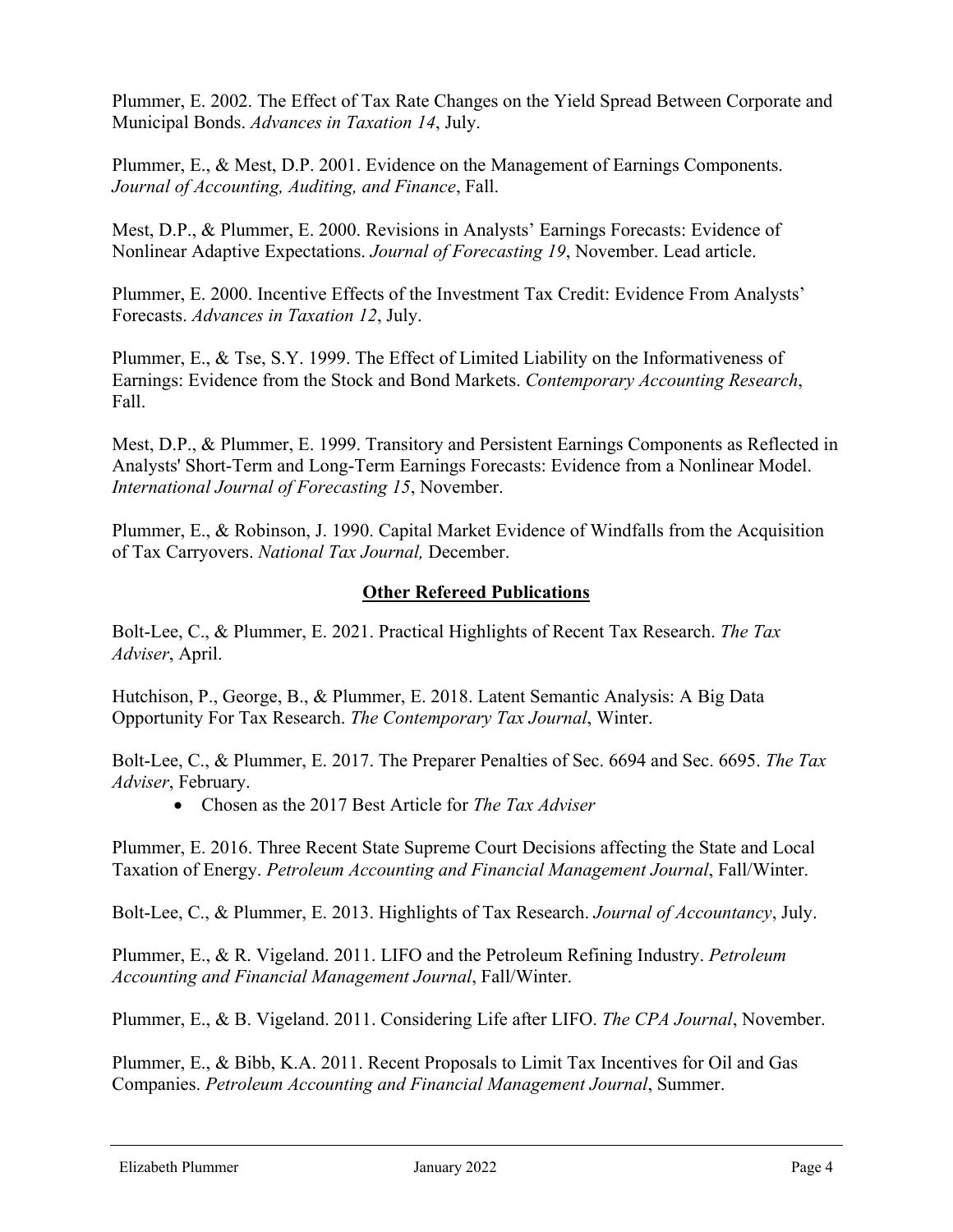Plummer, E. 2002. The Effect of Tax Rate Changes on the Yield Spread Between Corporate and Municipal Bonds. *Advances in Taxation 14*, July.

Plummer, E., & Mest, D.P. 2001. Evidence on the Management of Earnings Components. *Journal of Accounting, Auditing, and Finance*, Fall.

Mest, D.P., & Plummer, E. 2000. Revisions in Analysts' Earnings Forecasts: Evidence of Nonlinear Adaptive Expectations. *Journal of Forecasting 19*, November. Lead article.

Plummer, E. 2000. Incentive Effects of the Investment Tax Credit: Evidence From Analysts' Forecasts. *Advances in Taxation 12*, July.

Plummer, E., & Tse, S.Y. 1999. The Effect of Limited Liability on the Informativeness of Earnings: Evidence from the Stock and Bond Markets. *Contemporary Accounting Research*, Fall.

Mest, D.P., & Plummer, E. 1999. Transitory and Persistent Earnings Components as Reflected in Analysts' Short-Term and Long-Term Earnings Forecasts: Evidence from a Nonlinear Model. *International Journal of Forecasting 15*, November.

Plummer, E., & Robinson, J. 1990. Capital Market Evidence of Windfalls from the Acquisition of Tax Carryovers. *National Tax Journal,* December.

## Other Refereed Publications

Bolt-Lee, C., & Plummer, E. 2021. Practical Highlights of Recent Tax Research. *The Tax Adviser*, April.

Hutchison, P., George, B., & Plummer, E. 2018. Latent Semantic Analysis: A Big Data Opportunity For Tax Research. *The Contemporary Tax Journal*, Winter.

Bolt-Lee, C., & Plummer, E. 2017. The Preparer Penalties of Sec. 6694 and Sec. 6695. *The Tax Adviser*, February.

- Chosen as the 2017 Best Article for *The Tax Adviser*

Plummer, E. 2016. Three Recent State Supreme Court Decisions affecting the State and Local Taxation of Energy. *Petroleum Accounting and Financial Management Journal*, Fall/Winter.

Bolt-Lee, C., & Plummer, E. 2013. Highlights of Tax Research. *Journal of Accountancy*, July.

Plummer, E., & R. Vigeland. 2011. LIFO and the Petroleum Refining Industry. *Petroleum Accounting and Financial Management Journal*, Fall/Winter.

Plummer, E., & B. Vigeland. 2011. Considering Life after LIFO. *The CPA Journal*, November.

Plummer, E., & Bibb, K.A. 2011. Recent Proposals to Limit Tax Incentives for Oil and Gas Companies. *Petroleum Accounting and Financial Management Journal*, Summer.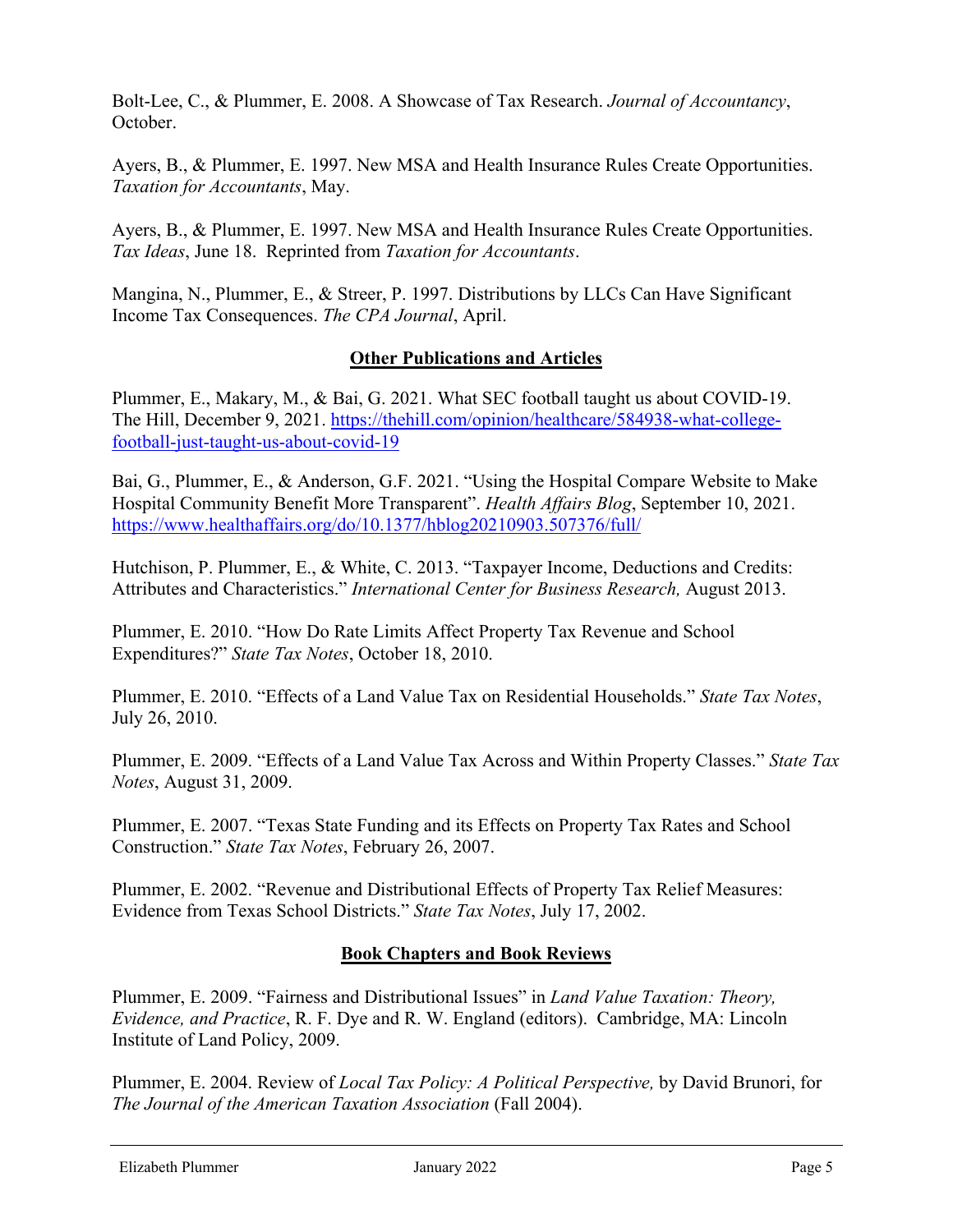Bolt-Lee, C., & Plummer, E. 2008. A Showcase of Tax Research. *Journal of Accountancy*, October.

Ayers, B., & Plummer, E. 1997. New MSA and Health Insurance Rules Create Opportunities. *Taxation for Accountants*, May.

Ayers, B., & Plummer, E. 1997. New MSA and Health Insurance Rules Create Opportunities. *Tax Ideas*, June 18. Reprinted from *Taxation for Accountants*.

Mangina, N., Plummer, E., & Streer, P. 1997. Distributions by LLCs Can Have Significant Income Tax Consequences. *The CPA Journal*, April.

## Other Publications and Articles

Plummer, E., Makary, M., & Bai, G. 2021. What SEC football taught us about COVID-19. The Hill, December 9, 2021. https://thehill.com/opinion/healthcare/584938-what-college-football-just-taught-us-about-covid-19

Bai, G., Plummer, E., & Anderson, G.F. 2021. "Using the Hospital Compare Website to Make Hospital Community Benefit More Transparent". *Health Affairs Blog*, September 10, 2021. https://www.healthaffairs.org/do/10.1377/hblog20210903.507376/full/

Hutchison, P. Plummer, E., & White, C. 2013. "Taxpayer Income, Deductions and Credits: Attributes and Characteristics." *International Center for Business Research,* August 2013.

Plummer, E. 2010. "How Do Rate Limits Affect Property Tax Revenue and School Expenditures?" *State Tax Notes*, October 18, 2010.

Plummer, E. 2010. "Effects of a Land Value Tax on Residential Households." *State Tax Notes*, July 26, 2010.

Plummer, E. 2009. "Effects of a Land Value Tax Across and Within Property Classes." *State Tax Notes*, August 31, 2009.

Plummer, E. 2007. "Texas State Funding and its Effects on Property Tax Rates and School Construction." *State Tax Notes*, February 26, 2007.

Plummer, E. 2002. "Revenue and Distributional Effects of Property Tax Relief Measures: Evidence from Texas School Districts." *State Tax Notes*, July 17, 2002.

## Book Chapters and Book Reviews

Plummer, E. 2009. "Fairness and Distributional Issues" in *Land Value Taxation: Theory, Evidence, and Practice*, R. F. Dye and R. W. England (editors). Cambridge, MA: Lincoln Institute of Land Policy, 2009.

Plummer, E. 2004. Review of *Local Tax Policy: A Political Perspective,* by David Brunori, for *The Journal of the American Taxation Association* (Fall 2004).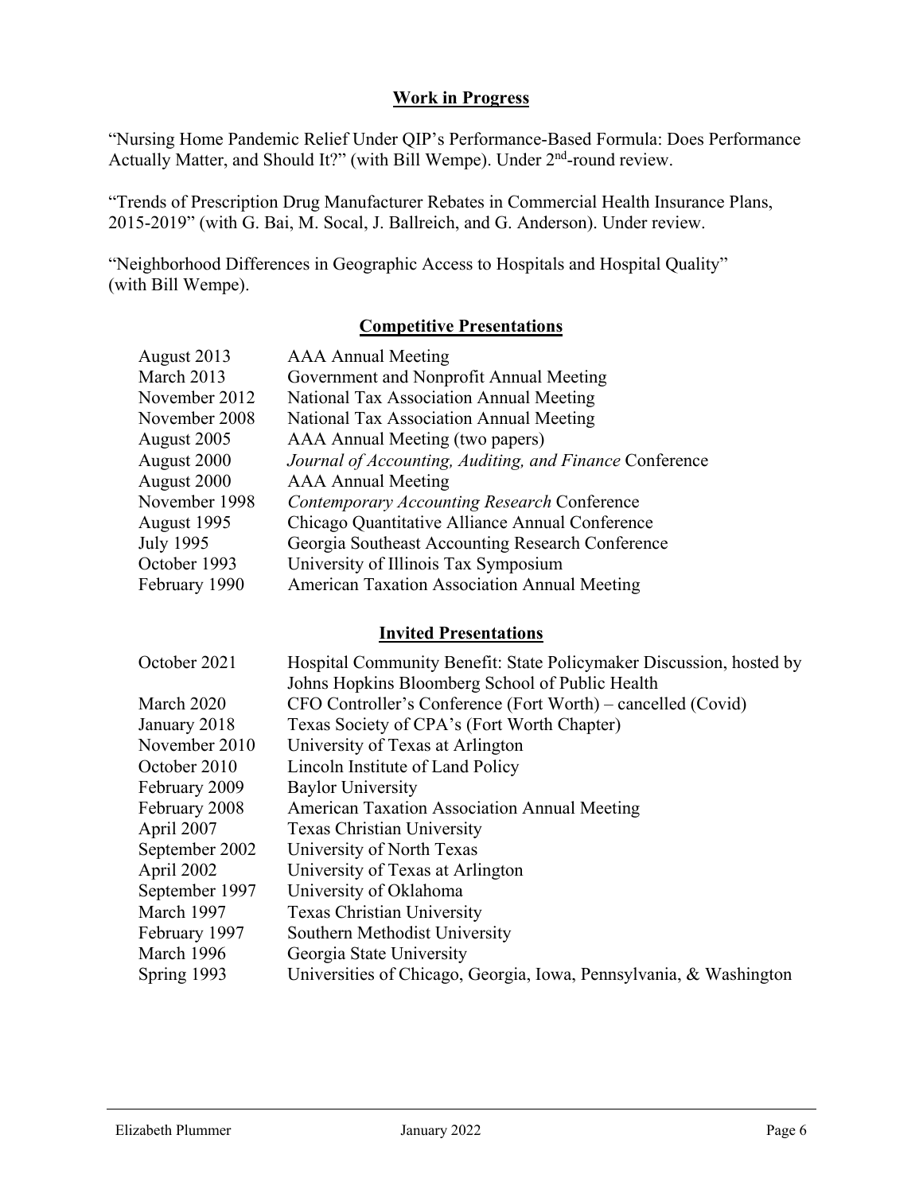## Work in Progress

"Nursing Home Pandemic Relief Under QIP's Performance-Based Formula: Does Performance Actually Matter, and Should It?" (with Bill Wempe). Under 2nd-round review.

"Trends of Prescription Drug Manufacturer Rebates in Commercial Health Insurance Plans, 2015-2019" (with G. Bai, M. Socal, J. Ballreich, and G. Anderson). Under review.

"Neighborhood Differences in Geographic Access to Hospitals and Hospital Quality" (with Bill Wempe).

## Competitive Presentations

| | |
|---|---|
| August 2013 | AAA Annual Meeting |
| March 2013 | Government and Nonprofit Annual Meeting |
| November 2012 | National Tax Association Annual Meeting |
| November 2008 | National Tax Association Annual Meeting |
| August 2005 | AAA Annual Meeting (two papers) |
| August 2000 | *Journal of Accounting, Auditing, and Finance* Conference |
| August 2000 | AAA Annual Meeting |
| November 1998 | *Contemporary Accounting Research* Conference |
| August 1995 | Chicago Quantitative Alliance Annual Conference |
| July 1995 | Georgia Southeast Accounting Research Conference |
| October 1993 | University of Illinois Tax Symposium |
| February 1990 | American Taxation Association Annual Meeting |

## Invited Presentations

| | |
|---|---|
| October 2021 | Hospital Community Benefit: State Policymaker Discussion, hosted by Johns Hopkins Bloomberg School of Public Health |
| March 2020 | CFO Controller's Conference (Fort Worth) – cancelled (Covid) |
| January 2018 | Texas Society of CPA's (Fort Worth Chapter) |
| November 2010 | University of Texas at Arlington |
| October 2010 | Lincoln Institute of Land Policy |
| February 2009 | Baylor University |
| February 2008 | American Taxation Association Annual Meeting |
| April 2007 | Texas Christian University |
| September 2002 | University of North Texas |
| April 2002 | University of Texas at Arlington |
| September 1997 | University of Oklahoma |
| March 1997 | Texas Christian University |
| February 1997 | Southern Methodist University |
| March 1996 | Georgia State University |
| Spring 1993 | Universities of Chicago, Georgia, Iowa, Pennsylvania, & Washington |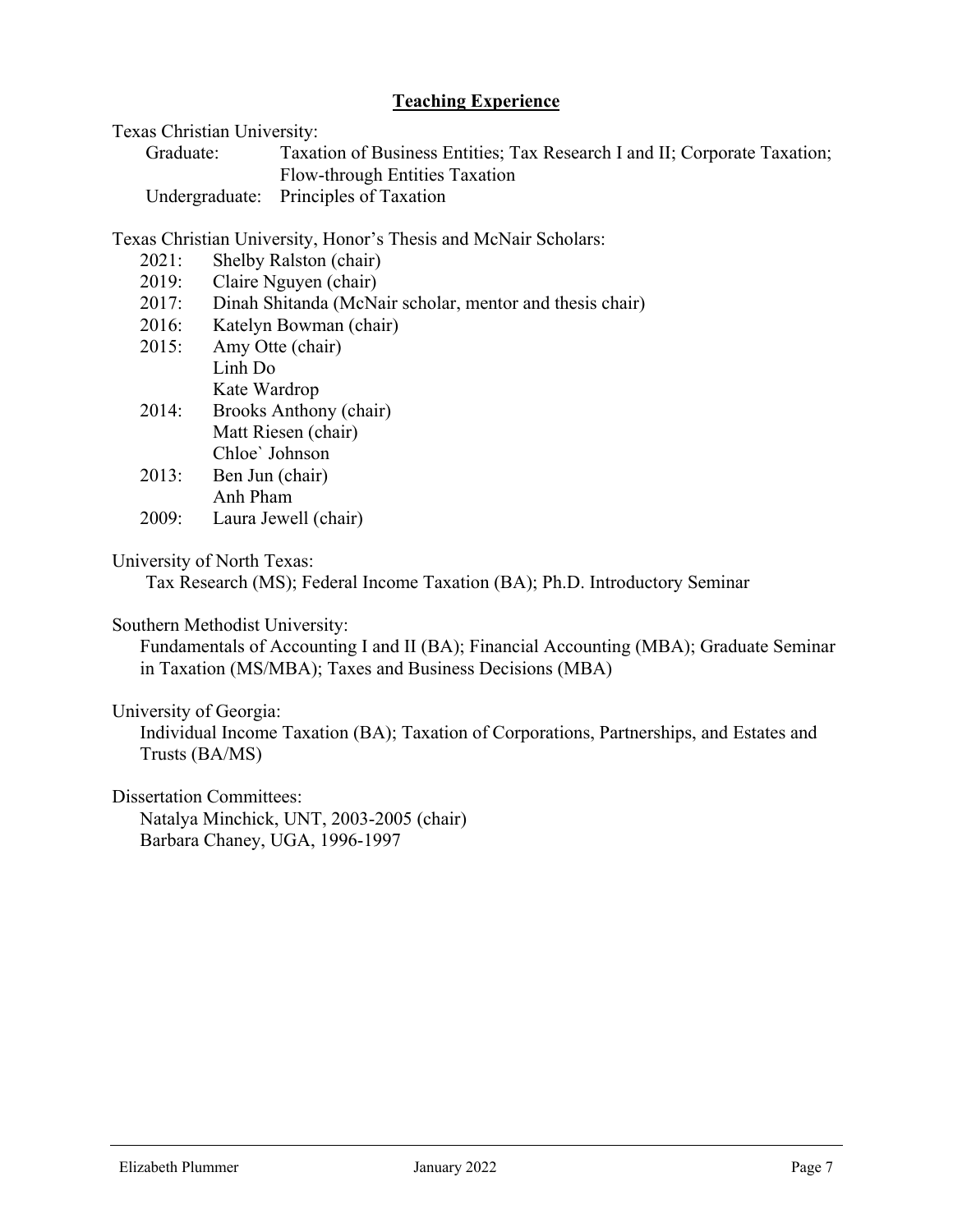## Teaching Experience

Texas Christian University:

Graduate: Taxation of Business Entities; Tax Research I and II; Corporate Taxation; Flow-through Entities Taxation

Undergraduate: Principles of Taxation

Texas Christian University, Honor's Thesis and McNair Scholars:

- 2021: Shelby Ralston (chair)
- 2019: Claire Nguyen (chair)
- 2017: Dinah Shitanda (McNair scholar, mentor and thesis chair)
- 2016: Katelyn Bowman (chair)
- 2015: Amy Otte (chair)
  Linh Do
  Kate Wardrop
- 2014: Brooks Anthony (chair)
  Matt Riesen (chair)
  Chloe` Johnson
- 2013: Ben Jun (chair)
  Anh Pham
- 2009: Laura Jewell (chair)

University of North Texas:

Tax Research (MS); Federal Income Taxation (BA); Ph.D. Introductory Seminar

Southern Methodist University:

Fundamentals of Accounting I and II (BA); Financial Accounting (MBA); Graduate Seminar in Taxation (MS/MBA); Taxes and Business Decisions (MBA)

University of Georgia:

Individual Income Taxation (BA); Taxation of Corporations, Partnerships, and Estates and Trusts (BA/MS)

Dissertation Committees:

Natalya Minchick, UNT, 2003-2005 (chair)
Barbara Chaney, UGA, 1996-1997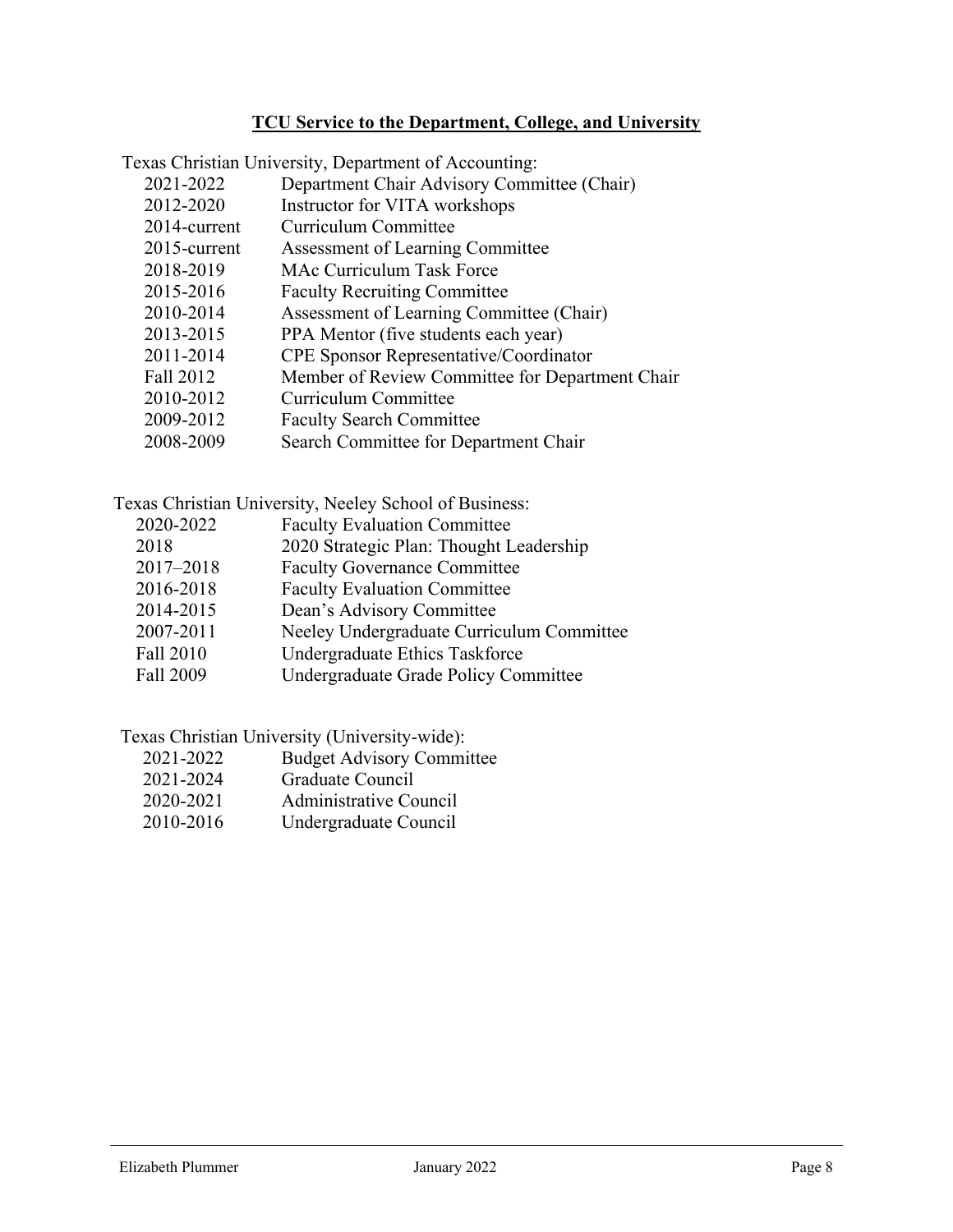## TCU Service to the Department, College, and University

Texas Christian University, Department of Accounting:

| | |
|---|---|
| 2021-2022 | Department Chair Advisory Committee (Chair) |
| 2012-2020 | Instructor for VITA workshops |
| 2014-current | Curriculum Committee |
| 2015-current | Assessment of Learning Committee |
| 2018-2019 | MAc Curriculum Task Force |
| 2015-2016 | Faculty Recruiting Committee |
| 2010-2014 | Assessment of Learning Committee (Chair) |
| 2013-2015 | PPA Mentor (five students each year) |
| 2011-2014 | CPE Sponsor Representative/Coordinator |
| Fall 2012 | Member of Review Committee for Department Chair |
| 2010-2012 | Curriculum Committee |
| 2009-2012 | Faculty Search Committee |
| 2008-2009 | Search Committee for Department Chair |

Texas Christian University, Neeley School of Business:

| | |
|---|---|
| 2020-2022 | Faculty Evaluation Committee |
| 2018 | 2020 Strategic Plan: Thought Leadership |
| 2017–2018 | Faculty Governance Committee |
| 2016-2018 | Faculty Evaluation Committee |
| 2014-2015 | Dean's Advisory Committee |
| 2007-2011 | Neeley Undergraduate Curriculum Committee |
| Fall 2010 | Undergraduate Ethics Taskforce |
| Fall 2009 | Undergraduate Grade Policy Committee |

Texas Christian University (University-wide):

| | |
|---|---|
| 2021-2022 | Budget Advisory Committee |
| 2021-2024 | Graduate Council |
| 2020-2021 | Administrative Council |
| 2010-2016 | Undergraduate Council |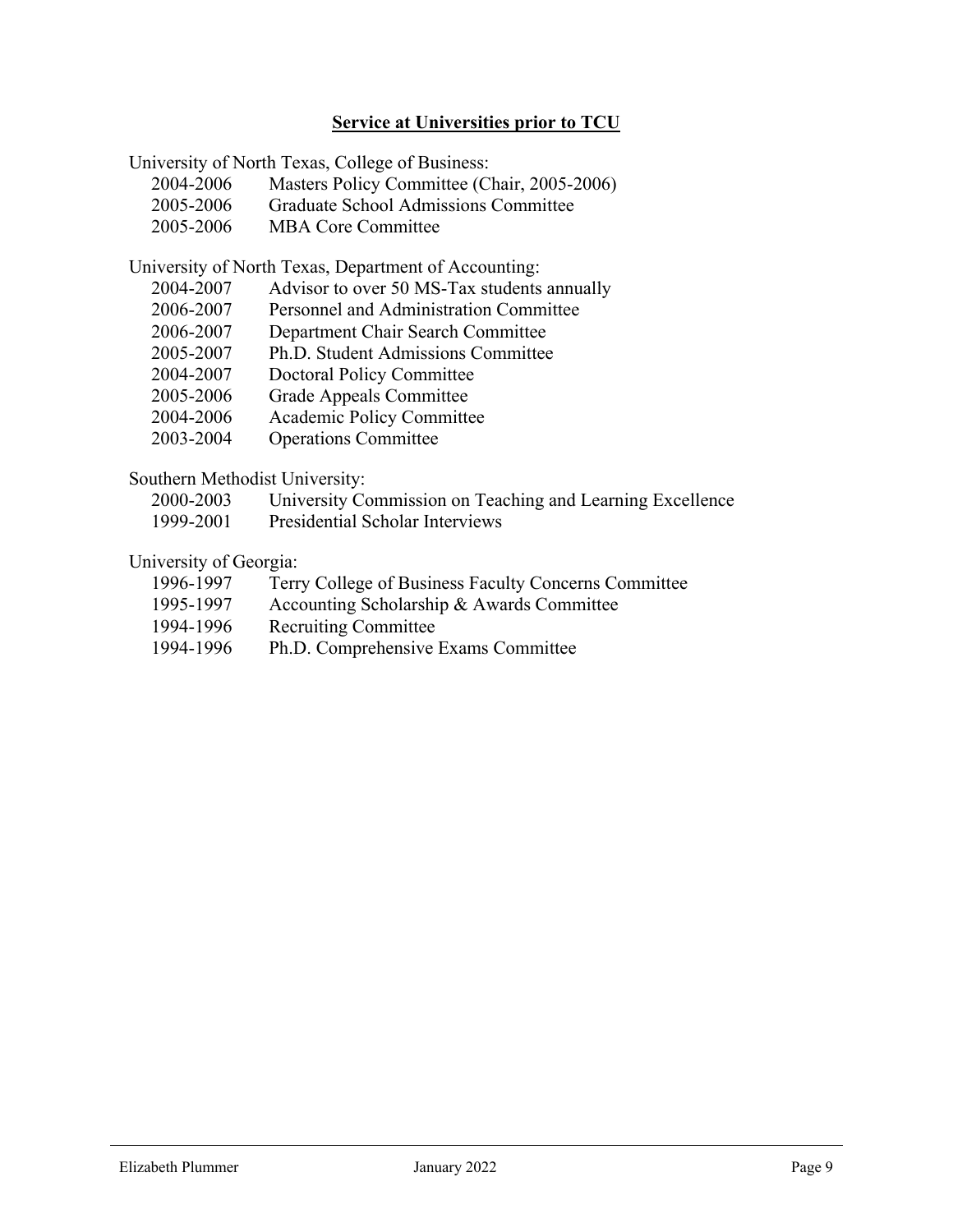## Service at Universities prior to TCU

University of North Texas, College of Business:

| | |
|---|---|
| 2004-2006 | Masters Policy Committee (Chair, 2005-2006) |
| 2005-2006 | Graduate School Admissions Committee |
| 2005-2006 | MBA Core Committee |

University of North Texas, Department of Accounting:

| | |
|---|---|
| 2004-2007 | Advisor to over 50 MS-Tax students annually |
| 2006-2007 | Personnel and Administration Committee |
| 2006-2007 | Department Chair Search Committee |
| 2005-2007 | Ph.D. Student Admissions Committee |
| 2004-2007 | Doctoral Policy Committee |
| 2005-2006 | Grade Appeals Committee |
| 2004-2006 | Academic Policy Committee |
| 2003-2004 | Operations Committee |

Southern Methodist University:

| | |
|---|---|
| 2000-2003 | University Commission on Teaching and Learning Excellence |
| 1999-2001 | Presidential Scholar Interviews |

University of Georgia:

| | |
|---|---|
| 1996-1997 | Terry College of Business Faculty Concerns Committee |
| 1995-1997 | Accounting Scholarship & Awards Committee |
| 1994-1996 | Recruiting Committee |
| 1994-1996 | Ph.D. Comprehensive Exams Committee |